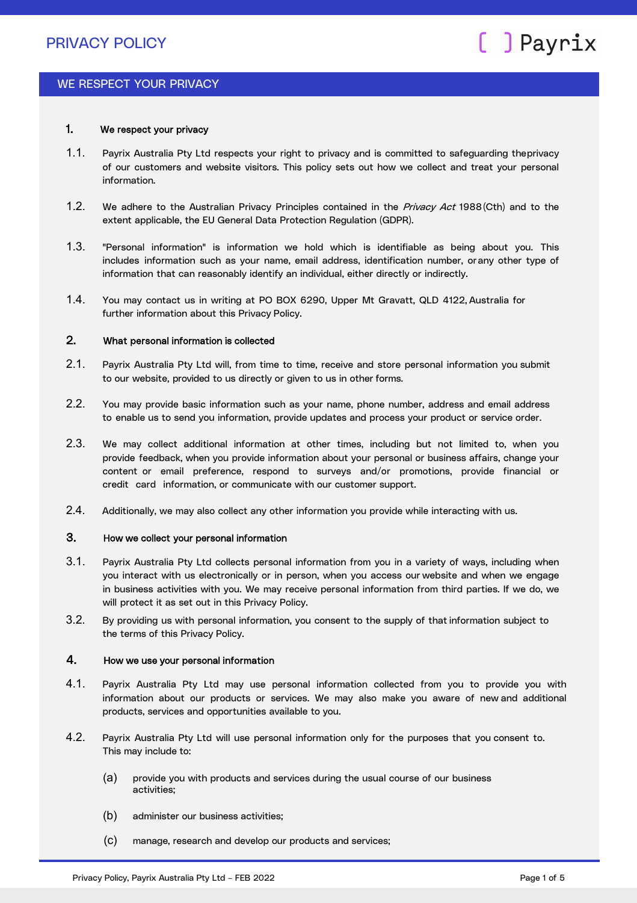# PRIVACY POLICY

## WE RESPECT YOUR PRIVACY

### 1. We respect your privacy

1.1. Payrix Australia Pty Ltd respects your right to privacy and is committed to safeguarding the privacy of our customers and website visitors. This policy sets out how we collect and treat your personal information.

1.2. We adhere to the Australian Privacy Principles contained in the *Privacy Act* 1988 (Cth) and to the extent applicable, the EU General Data Protection Regulation (GDPR).

1.3. "Personal information" is information we hold which is identifiable as being about you. This includes information such as your name, email address, identification number, or any other type of information that can reasonably identify an individual, either directly or indirectly.

1.4. You may contact us in writing at PO BOX 6290, Upper Mt Gravatt, QLD 4122, Australia for further information about this Privacy Policy.

### 2. What personal information is collected

2.1. Payrix Australia Pty Ltd will, from time to time, receive and store personal information you submit to our website, provided to us directly or given to us in other forms.

2.2. You may provide basic information such as your name, phone number, address and email address to enable us to send you information, provide updates and process your product or service order.

2.3. We may collect additional information at other times, including but not limited to, when you provide feedback, when you provide information about your personal or business affairs, change your content or email preference, respond to surveys and/or promotions, provide financial or credit card information, or communicate with our customer support.

2.4. Additionally, we may also collect any other information you provide while interacting with us.

### 3. How we collect your personal information

3.1. Payrix Australia Pty Ltd collects personal information from you in a variety of ways, including when you interact with us electronically or in person, when you access our website and when we engage in business activities with you. We may receive personal information from third parties. If we do, we will protect it as set out in this Privacy Policy.

3.2. By providing us with personal information, you consent to the supply of that information subject to the terms of this Privacy Policy.

### 4. How we use your personal information

4.1. Payrix Australia Pty Ltd may use personal information collected from you to provide you with information about our products or services. We may also make you aware of new and additional products, services and opportunities available to you.

4.2. Payrix Australia Pty Ltd will use personal information only for the purposes that you consent to. This may include to:

(a) provide you with products and services during the usual course of our business activities;

(b) administer our business activities;

(c) manage, research and develop our products and services;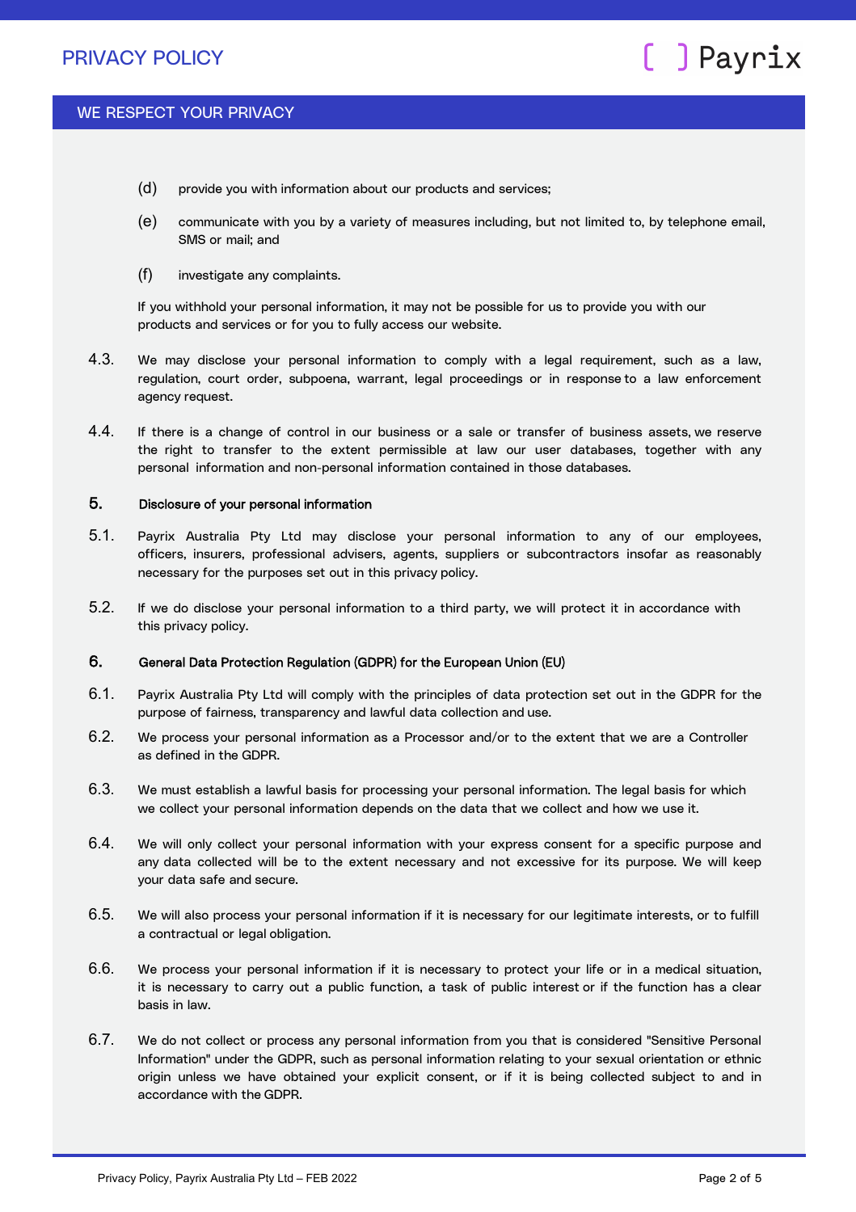(d) provide you with information about our products and services;

(e) communicate with you by a variety of measures including, but not limited to, by telephone email, SMS or mail; and

(f) investigate any complaints.

If you withhold your personal information, it may not be possible for us to provide you with our products and services or for you to fully access our website.

4.3. We may disclose your personal information to comply with a legal requirement, such as a law, regulation, court order, subpoena, warrant, legal proceedings or in response to a law enforcement agency request.

4.4. If there is a change of control in our business or a sale or transfer of business assets, we reserve the right to transfer to the extent permissible at law our user databases, together with any personal information and non-personal information contained in those databases.

## 5. Disclosure of your personal information

5.1. Payrix Australia Pty Ltd may disclose your personal information to any of our employees, officers, insurers, professional advisers, agents, suppliers or subcontractors insofar as reasonably necessary for the purposes set out in this privacy policy.

5.2. If we do disclose your personal information to a third party, we will protect it in accordance with this privacy policy.

## 6. General Data Protection Regulation (GDPR) for the European Union (EU)

6.1. Payrix Australia Pty Ltd will comply with the principles of data protection set out in the GDPR for the purpose of fairness, transparency and lawful data collection and use.

6.2. We process your personal information as a Processor and/or to the extent that we are a Controller as defined in the GDPR.

6.3. We must establish a lawful basis for processing your personal information. The legal basis for which we collect your personal information depends on the data that we collect and how we use it.

6.4. We will only collect your personal information with your express consent for a specific purpose and any data collected will be to the extent necessary and not excessive for its purpose. We will keep your data safe and secure.

6.5. We will also process your personal information if it is necessary for our legitimate interests, or to fulfill a contractual or legal obligation.

6.6. We process your personal information if it is necessary to protect your life or in a medical situation, it is necessary to carry out a public function, a task of public interest or if the function has a clear basis in law.

6.7. We do not collect or process any personal information from you that is considered "Sensitive Personal Information" under the GDPR, such as personal information relating to your sexual orientation or ethnic origin unless we have obtained your explicit consent, or if it is being collected subject to and in accordance with the GDPR.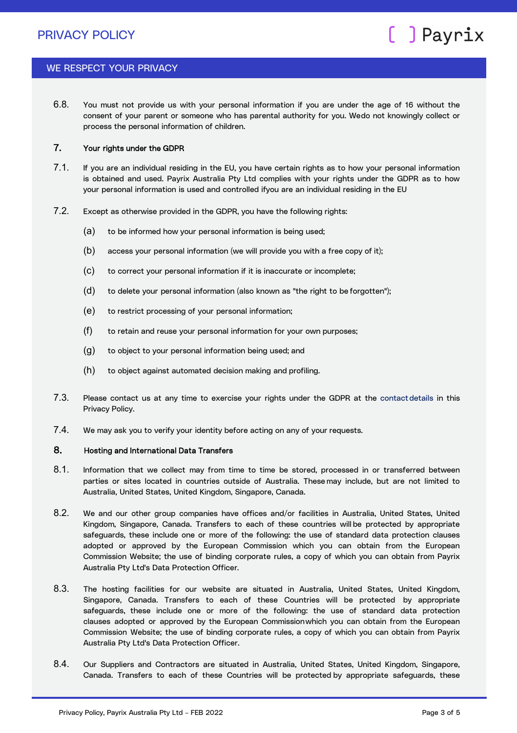6.8. You must not provide us with your personal information if you are under the age of 16 without the consent of your parent or someone who has parental authority for you. Wedo not knowingly collect or process the personal information of children.

## 7. Your rights under the GDPR

7.1. If you are an individual residing in the EU, you have certain rights as to how your personal information is obtained and used. Payrix Australia Pty Ltd complies with your rights under the GDPR as to how your personal information is used and controlled ifyou are an individual residing in the EU

7.2. Except as otherwise provided in the GDPR, you have the following rights:

(a) to be informed how your personal information is being used;

(b) access your personal information (we will provide you with a free copy of it);

(c) to correct your personal information if it is inaccurate or incomplete;

(d) to delete your personal information (also known as "the right to be forgotten");

(e) to restrict processing of your personal information;

(f) to retain and reuse your personal information for your own purposes;

(g) to object to your personal information being used; and

(h) to object against automated decision making and profiling.

7.3. Please contact us at any time to exercise your rights under the GDPR at the contact details in this Privacy Policy.

7.4. We may ask you to verify your identity before acting on any of your requests.

## 8. Hosting and International Data Transfers

8.1. Information that we collect may from time to time be stored, processed in or transferred between parties or sites located in countries outside of Australia. These may include, but are not limited to Australia, United States, United Kingdom, Singapore, Canada.

8.2. We and our other group companies have offices and/or facilities in Australia, United States, United Kingdom, Singapore, Canada. Transfers to each of these countries will be protected by appropriate safeguards, these include one or more of the following: the use of standard data protection clauses adopted or approved by the European Commission which you can obtain from the European Commission Website; the use of binding corporate rules, a copy of which you can obtain from Payrix Australia Pty Ltd's Data Protection Officer.

8.3. The hosting facilities for our website are situated in Australia, United States, United Kingdom, Singapore, Canada. Transfers to each of these Countries will be protected by appropriate safeguards, these include one or more of the following: the use of standard data protection clauses adopted or approved by the European Commissionwhich you can obtain from the European Commission Website; the use of binding corporate rules, a copy of which you can obtain from Payrix Australia Pty Ltd's Data Protection Officer.

8.4. Our Suppliers and Contractors are situated in Australia, United States, United Kingdom, Singapore, Canada. Transfers to each of these Countries will be protected by appropriate safeguards, these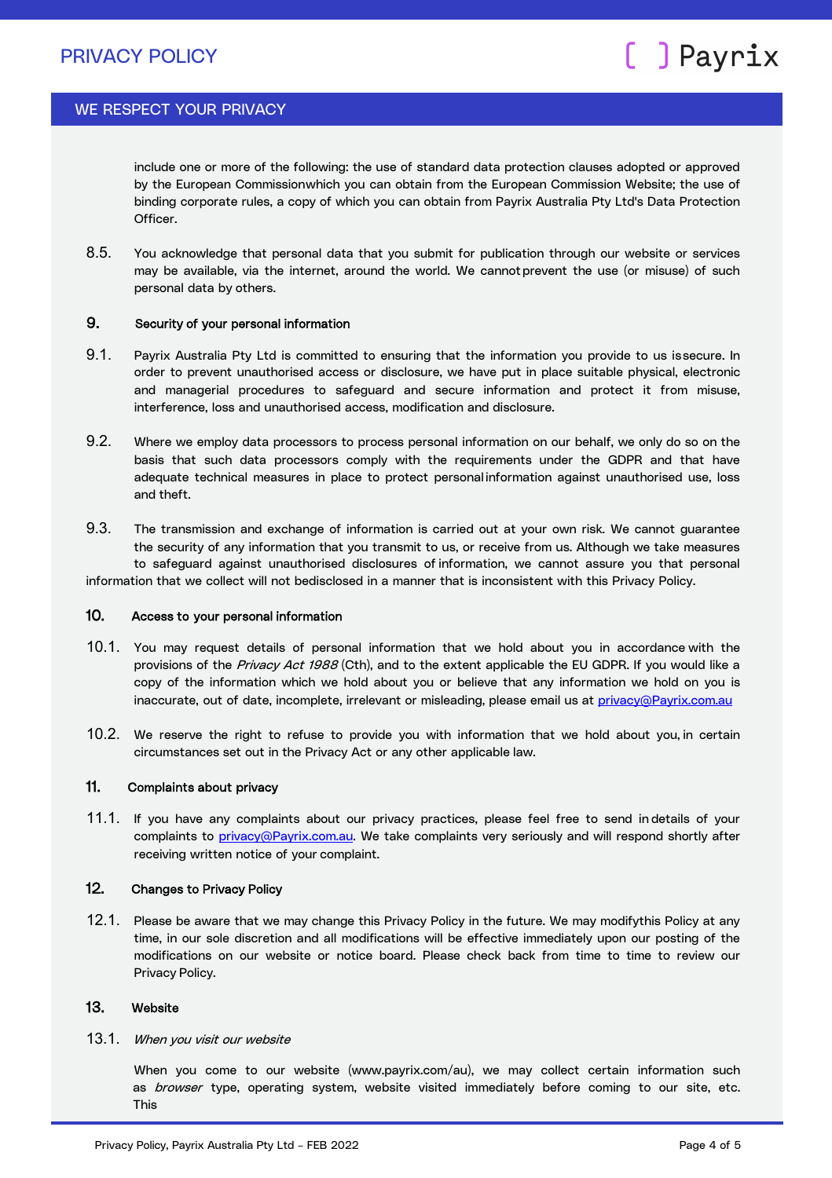include one or more of the following: the use of standard data protection clauses adopted or approved by the European Commissionwhich you can obtain from the European Commission Website; the use of binding corporate rules, a copy of which you can obtain from Payrix Australia Pty Ltd's Data Protection Officer.

8.5. You acknowledge that personal data that you submit for publication through our website or services may be available, via the internet, around the world. We cannot prevent the use (or misuse) of such personal data by others.

## 9. Security of your personal information

9.1. Payrix Australia Pty Ltd is committed to ensuring that the information you provide to us issecure. In order to prevent unauthorised access or disclosure, we have put in place suitable physical, electronic and managerial procedures to safeguard and secure information and protect it from misuse, interference, loss and unauthorised access, modification and disclosure.

9.2. Where we employ data processors to process personal information on our behalf, we only do so on the basis that such data processors comply with the requirements under the GDPR and that have adequate technical measures in place to protect personal information against unauthorised use, loss and theft.

9.3. The transmission and exchange of information is carried out at your own risk. We cannot guarantee the security of any information that you transmit to us, or receive from us. Although we take measures to safeguard against unauthorised disclosures of information, we cannot assure you that personal information that we collect will not bedisclosed in a manner that is inconsistent with this Privacy Policy.

## 10. Access to your personal information

10.1. You may request details of personal information that we hold about you in accordance with the provisions of the *Privacy Act 1988* (Cth), and to the extent applicable the EU GDPR. If you would like a copy of the information which we hold about you or believe that any information we hold on you is inaccurate, out of date, incomplete, irrelevant or misleading, please email us at privacy@Payrix.com.au

10.2. We reserve the right to refuse to provide you with information that we hold about you, in certain circumstances set out in the Privacy Act or any other applicable law.

## 11. Complaints about privacy

11.1. If you have any complaints about our privacy practices, please feel free to send in details of your complaints to privacy@Payrix.com.au. We take complaints very seriously and will respond shortly after receiving written notice of your complaint.

## 12. Changes to Privacy Policy

12.1. Please be aware that we may change this Privacy Policy in the future. We may modifythis Policy at any time, in our sole discretion and all modifications will be effective immediately upon our posting of the modifications on our website or notice board. Please check back from time to time to review our Privacy Policy.

## 13. Website

13.1. *When you visit our website*

When you come to our website (www.payrix.com/au), we may collect certain information such as *browser* type, operating system, website visited immediately before coming to our site, etc. This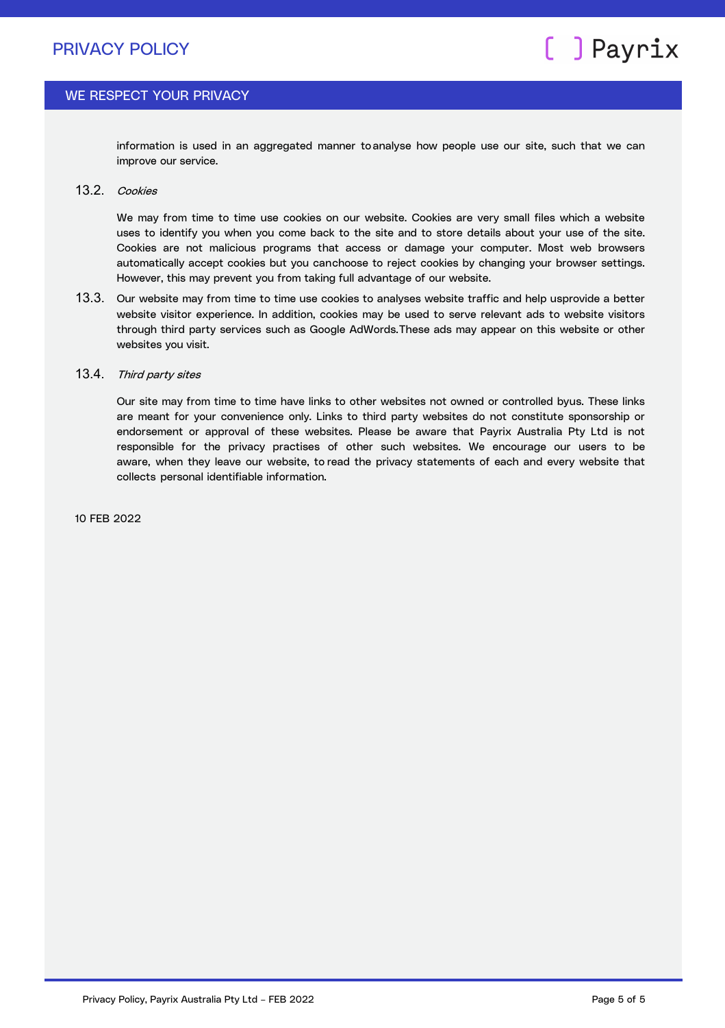information is used in an aggregated manner to analyse how people use our site, such that we can improve our service.

13.2. *Cookies*

We may from time to time use cookies on our website. Cookies are very small files which a website uses to identify you when you come back to the site and to store details about your use of the site. Cookies are not malicious programs that access or damage your computer. Most web browsers automatically accept cookies but you canchoose to reject cookies by changing your browser settings. However, this may prevent you from taking full advantage of our website.

13.3. Our website may from time to time use cookies to analyses website traffic and help usprovide a better website visitor experience. In addition, cookies may be used to serve relevant ads to website visitors through third party services such as Google AdWords.These ads may appear on this website or other websites you visit.

13.4. *Third party sites*

Our site may from time to time have links to other websites not owned or controlled byus. These links are meant for your convenience only. Links to third party websites do not constitute sponsorship or endorsement or approval of these websites. Please be aware that Payrix Australia Pty Ltd is not responsible for the privacy practises of other such websites. We encourage our users to be aware, when they leave our website, to read the privacy statements of each and every website that collects personal identifiable information.

10 FEB 2022